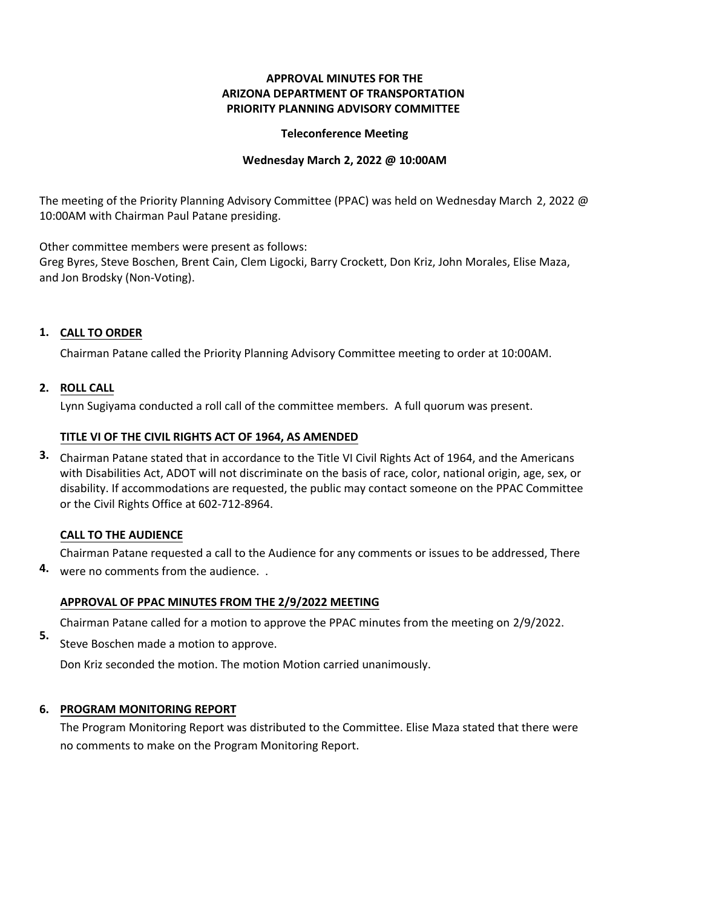**APPROVAL MINUTES FOR THE**
**ARIZONA DEPARTMENT OF TRANSPORTATION**
**PRIORITY PLANNING ADVISORY COMMITTEE**

**Teleconference Meeting**

**Wednesday March 2, 2022 @ 10:00AM**

The meeting of the Priority Planning Advisory Committee (PPAC) was held on Wednesday March 2, 2022 @ 10:00AM with Chairman Paul Patane presiding.

Other committee members were present as follows:
Greg Byres, Steve Boschen, Brent Cain, Clem Ligocki, Barry Crockett, Don Kriz, John Morales, Elise Maza, and Jon Brodsky (Non-Voting).

**1. CALL TO ORDER**

Chairman Patane called the Priority Planning Advisory Committee meeting to order at 10:00AM.

**2. ROLL CALL**

Lynn Sugiyama conducted a roll call of the committee members. A full quorum was present.

**3. TITLE VI OF THE CIVIL RIGHTS ACT OF 1964, AS AMENDED**

Chairman Patane stated that in accordance to the Title VI Civil Rights Act of 1964, and the Americans with Disabilities Act, ADOT will not discriminate on the basis of race, color, national origin, age, sex, or disability. If accommodations are requested, the public may contact someone on the PPAC Committee or the Civil Rights Office at 602-712-8964.

**4. CALL TO THE AUDIENCE**

Chairman Patane requested a call to the Audience for any comments or issues to be addressed, There were no comments from the audience. .

**5. APPROVAL OF PPAC MINUTES FROM THE 2/9/2022 MEETING**

Chairman Patane called for a motion to approve the PPAC minutes from the meeting on 2/9/2022.

Steve Boschen made a motion to approve.

Don Kriz seconded the motion. The motion Motion carried unanimously.

**6. PROGRAM MONITORING REPORT**

The Program Monitoring Report was distributed to the Committee. Elise Maza stated that there were no comments to make on the Program Monitoring Report.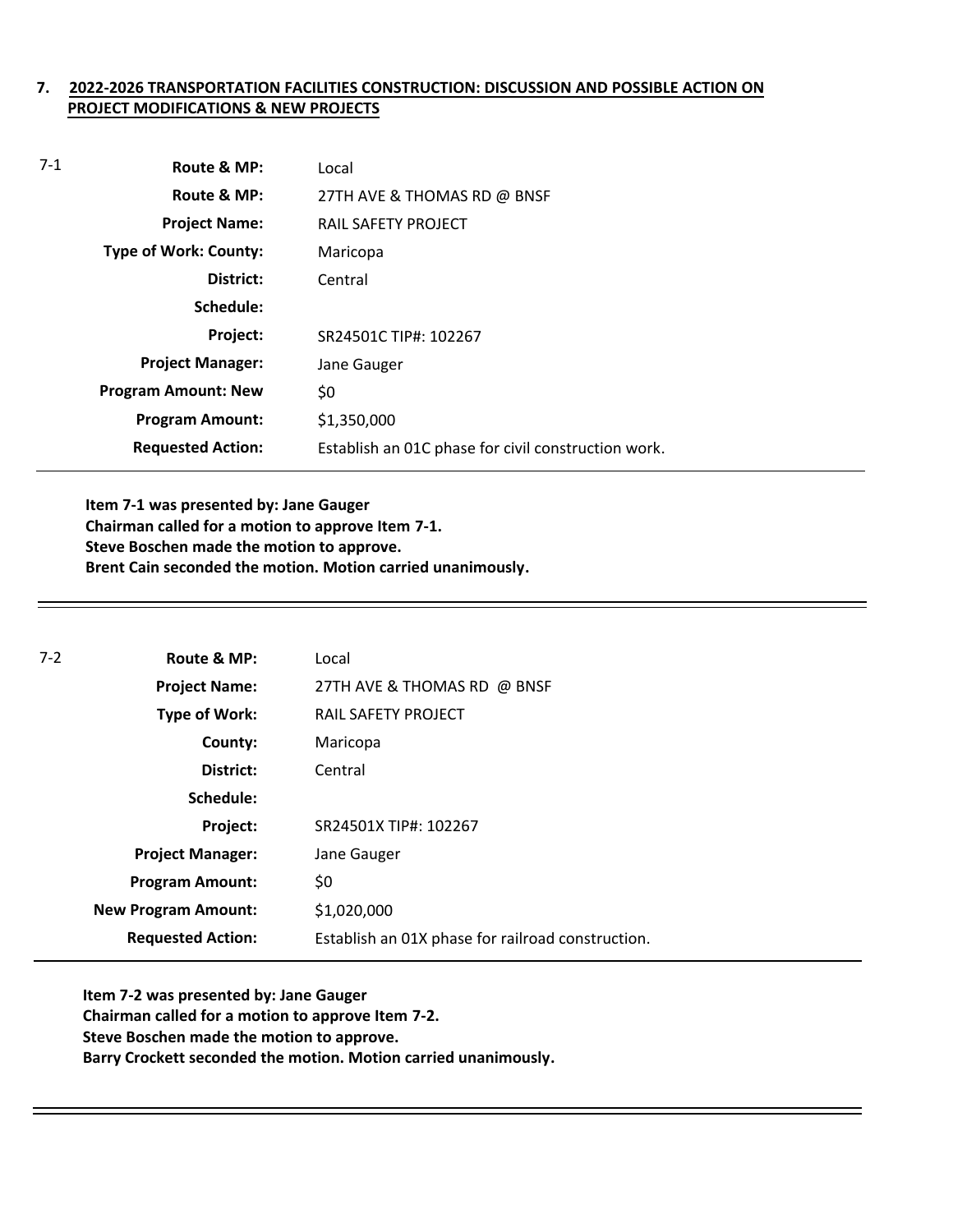## 7. 2022-2026 TRANSPORTATION FACILITIES CONSTRUCTION: DISCUSSION AND POSSIBLE ACTION ON PROJECT MODIFICATIONS & NEW PROJECTS

7-1

| | |
|---|---|
| **Route & MP:** | Local |
| **Route & MP:** | 27TH AVE & THOMAS RD @ BNSF |
| **Project Name:** | RAIL SAFETY PROJECT |
| **Type of Work: County:** | Maricopa |
| **District:** | Central |
| **Schedule:** | |
| **Project:** | SR24501C TIP#: 102267 |
| **Project Manager:** | Jane Gauger |
| **Program Amount: New** | $0 |
| **Program Amount:** | $1,350,000 |
| **Requested Action:** | Establish an 01C phase for civil construction work. |

**Item 7-1 was presented by: Jane Gauger**
**Chairman called for a motion to approve Item 7-1.**
**Steve Boschen made the motion to approve.**
**Brent Cain seconded the motion. Motion carried unanimously.**

---

7-2

| | |
|---|---|
| **Route & MP:** | Local |
| **Project Name:** | 27TH AVE & THOMAS RD @ BNSF |
| **Type of Work:** | RAIL SAFETY PROJECT |
| **County:** | Maricopa |
| **District:** | Central |
| **Schedule:** | |
| **Project:** | SR24501X TIP#: 102267 |
| **Project Manager:** | Jane Gauger |
| **Program Amount:** | $0 |
| **New Program Amount:** | $1,020,000 |
| **Requested Action:** | Establish an 01X phase for railroad construction. |

**Item 7-2 was presented by: Jane Gauger**
**Chairman called for a motion to approve Item 7-2.**
**Steve Boschen made the motion to approve.**
**Barry Crockett seconded the motion. Motion carried unanimously.**

---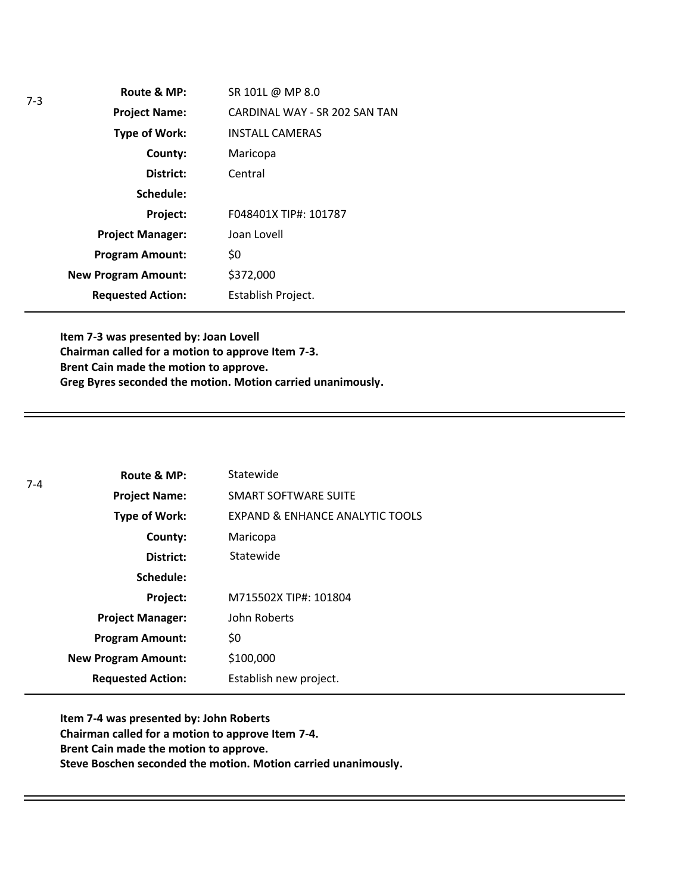7-3

| | |
|---|---|
| **Route & MP:** | SR 101L @ MP 8.0 |
| **Project Name:** | CARDINAL WAY - SR 202 SAN TAN |
| **Type of Work:** | INSTALL CAMERAS |
| **County:** | Maricopa |
| **District:** | Central |
| **Schedule:** | |
| **Project:** | F048401X TIP#: 101787 |
| **Project Manager:** | Joan Lovell |
| **Program Amount:** | $0 |
| **New Program Amount:** | $372,000 |
| **Requested Action:** | Establish Project. |

**Item 7-3 was presented by: Joan Lovell**
**Chairman called for a motion to approve Item 7-3.**
**Brent Cain made the motion to approve.**
**Greg Byres seconded the motion. Motion carried unanimously.**

---

7-4

| | |
|---|---|
| **Route & MP:** | Statewide |
| **Project Name:** | SMART SOFTWARE SUITE |
| **Type of Work:** | EXPAND & ENHANCE ANALYTIC TOOLS |
| **County:** | Maricopa |
| **District:** | Statewide |
| **Schedule:** | |
| **Project:** | M715502X TIP#: 101804 |
| **Project Manager:** | John Roberts |
| **Program Amount:** | $0 |
| **New Program Amount:** | $100,000 |
| **Requested Action:** | Establish new project. |

**Item 7-4 was presented by: John Roberts**
**Chairman called for a motion to approve Item 7-4.**
**Brent Cain made the motion to approve.**
**Steve Boschen seconded the motion. Motion carried unanimously.**

---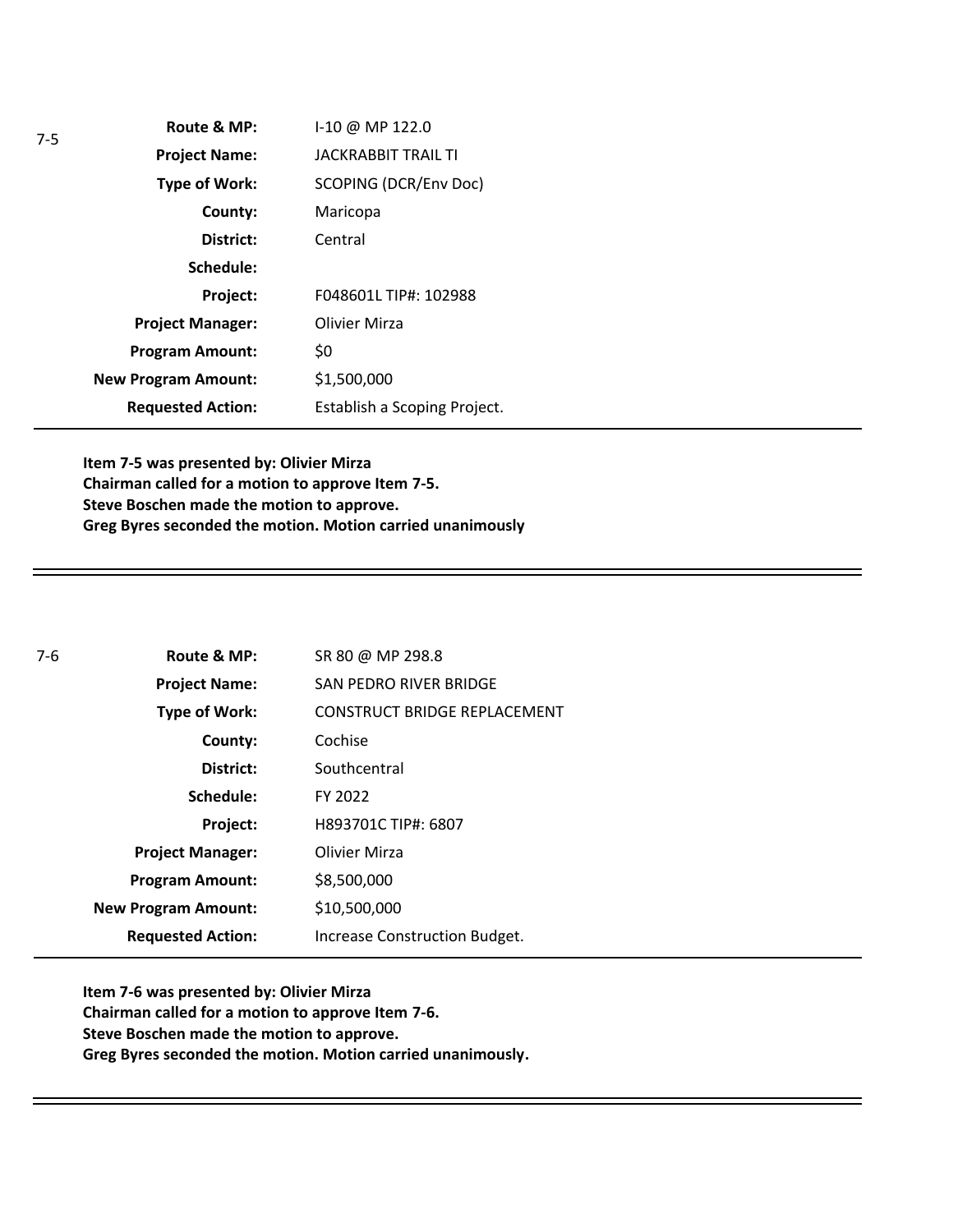7-5

| | |
|---|---|
| **Route & MP:** | I-10 @ MP 122.0 |
| **Project Name:** | JACKRABBIT TRAIL TI |
| **Type of Work:** | SCOPING (DCR/Env Doc) |
| **County:** | Maricopa |
| **District:** | Central |
| **Schedule:** | |
| **Project:** | F048601L TIP#: 102988 |
| **Project Manager:** | Olivier Mirza |
| **Program Amount:** | $0 |
| **New Program Amount:** | $1,500,000 |
| **Requested Action:** | Establish a Scoping Project. |

**Item 7-5 was presented by: Olivier Mirza**
**Chairman called for a motion to approve Item 7-5.**
**Steve Boschen made the motion to approve.**
**Greg Byres seconded the motion. Motion carried unanimously**

---

7-6

| | |
|---|---|
| **Route & MP:** | SR 80 @ MP 298.8 |
| **Project Name:** | SAN PEDRO RIVER BRIDGE |
| **Type of Work:** | CONSTRUCT BRIDGE REPLACEMENT |
| **County:** | Cochise |
| **District:** | Southcentral |
| **Schedule:** | FY 2022 |
| **Project:** | H893701C TIP#: 6807 |
| **Project Manager:** | Olivier Mirza |
| **Program Amount:** | $8,500,000 |
| **New Program Amount:** | $10,500,000 |
| **Requested Action:** | Increase Construction Budget. |

**Item 7-6 was presented by: Olivier Mirza**
**Chairman called for a motion to approve Item 7-6.**
**Steve Boschen made the motion to approve.**
**Greg Byres seconded the motion. Motion carried unanimously.**

---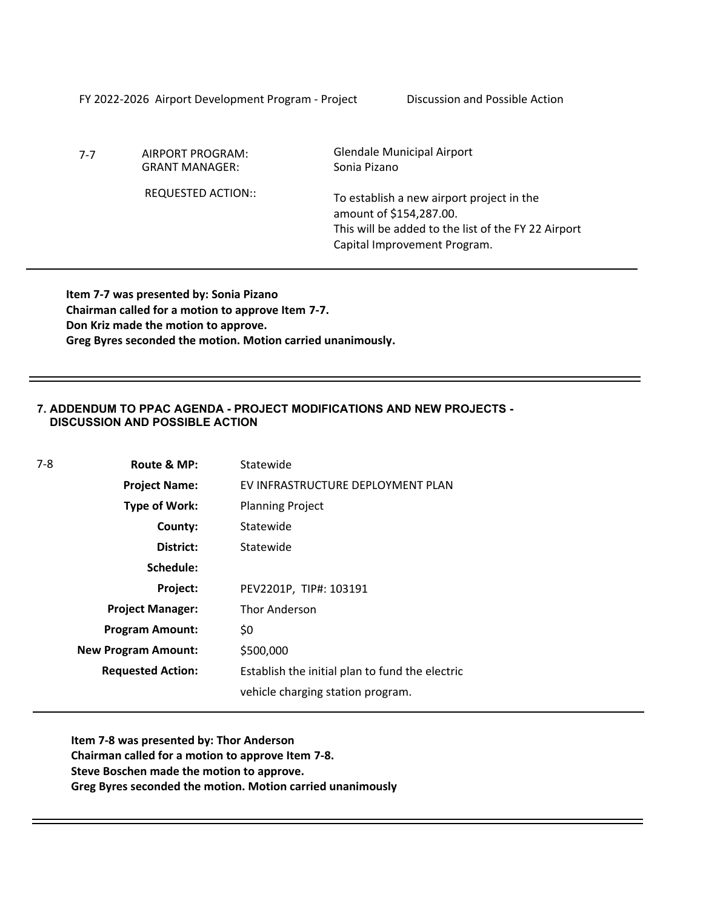FY 2022-2026 Airport Development Program - Project    Discussion and Possible Action

| 7-7 | AIRPORT PROGRAM: | Glendale Municipal Airport |
|---|---|---|
| | GRANT MANAGER: | Sonia Pizano |
| | REQUESTED ACTION:: | To establish a new airport project in the amount of $154,287.00. This will be added to the list of the FY 22 Airport Capital Improvement Program. |

**Item 7-7 was presented by: Sonia Pizano**
**Chairman called for a motion to approve Item 7-7.**
**Don Kriz made the motion to approve.**
**Greg Byres seconded the motion. Motion carried unanimously.**

---

## 7. ADDENDUM TO PPAC AGENDA - PROJECT MODIFICATIONS AND NEW PROJECTS - DISCUSSION AND POSSIBLE ACTION

| 7-8 | | |
|---|---|---|
| | **Route & MP:** | Statewide |
| | **Project Name:** | EV INFRASTRUCTURE DEPLOYMENT PLAN |
| | **Type of Work:** | Planning Project |
| | **County:** | Statewide |
| | **District:** | Statewide |
| | **Schedule:** | |
| | **Project:** | PEV2201P, TIP#: 103191 |
| | **Project Manager:** | Thor Anderson |
| | **Program Amount:** | $0 |
| | **New Program Amount:** | $500,000 |
| | **Requested Action:** | Establish the initial plan to fund the electric vehicle charging station program. |

**Item 7-8 was presented by: Thor Anderson**
**Chairman called for a motion to approve Item 7-8.**
**Steve Boschen made the motion to approve.**
**Greg Byres seconded the motion. Motion carried unanimously**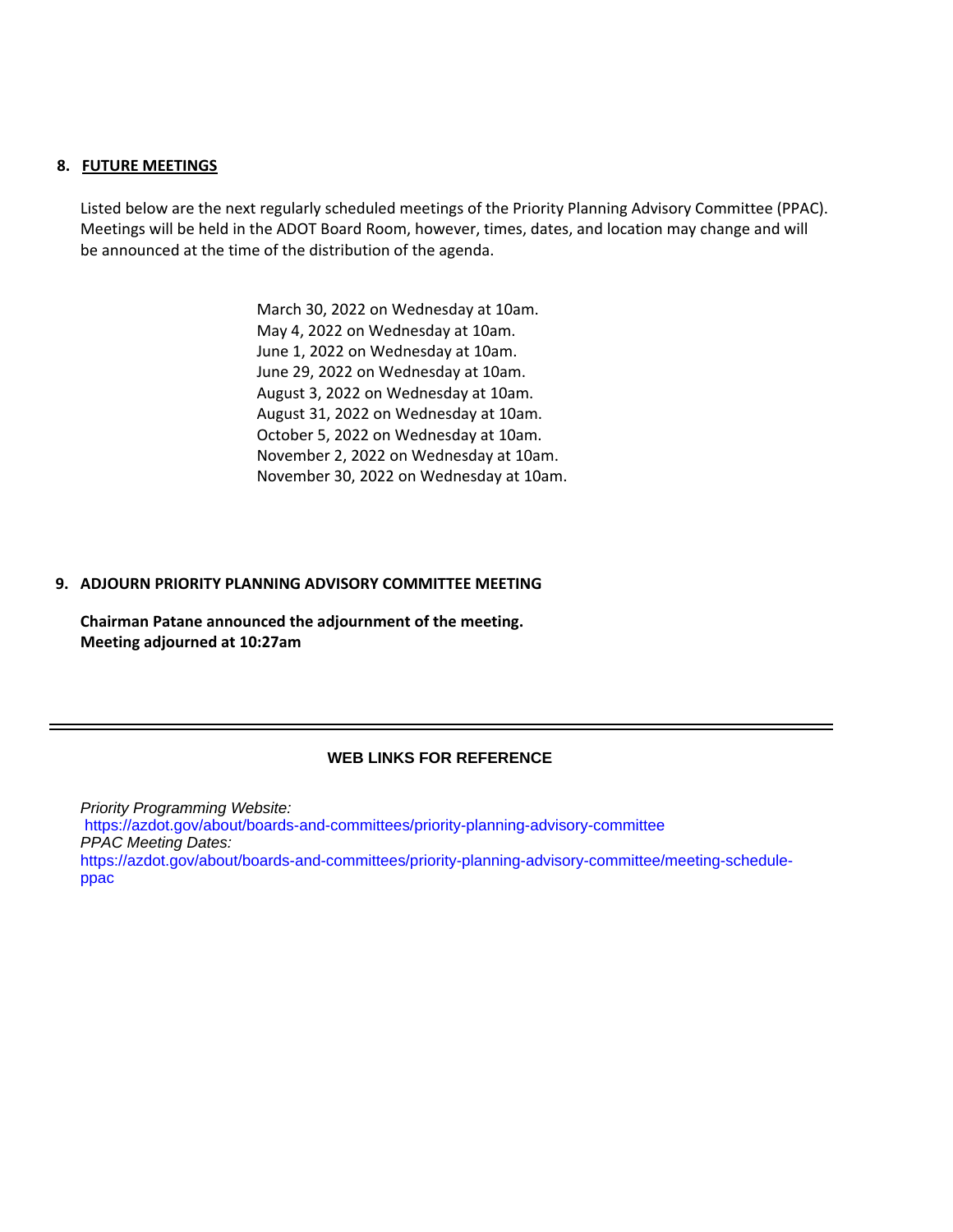## 8. FUTURE MEETINGS

Listed below are the next regularly scheduled meetings of the Priority Planning Advisory Committee (PPAC). Meetings will be held in the ADOT Board Room, however, times, dates, and location may change and will be announced at the time of the distribution of the agenda.

March 30, 2022 on Wednesday at 10am.
May 4, 2022 on Wednesday at 10am.
June 1, 2022 on Wednesday at 10am.
June 29, 2022 on Wednesday at 10am.
August 3, 2022 on Wednesday at 10am.
August 31, 2022 on Wednesday at 10am.
October 5, 2022 on Wednesday at 10am.
November 2, 2022 on Wednesday at 10am.
November 30, 2022 on Wednesday at 10am.

## 9. ADJOURN PRIORITY PLANNING ADVISORY COMMITTEE MEETING

**Chairman Patane announced the adjournment of the meeting.**
**Meeting adjourned at 10:27am**

---

**WEB LINKS FOR REFERENCE**

*Priority Programming Website:*
https://azdot.gov/about/boards-and-committees/priority-planning-advisory-committee
*PPAC Meeting Dates:*
https://azdot.gov/about/boards-and-committees/priority-planning-advisory-committee/meeting-schedule-ppac